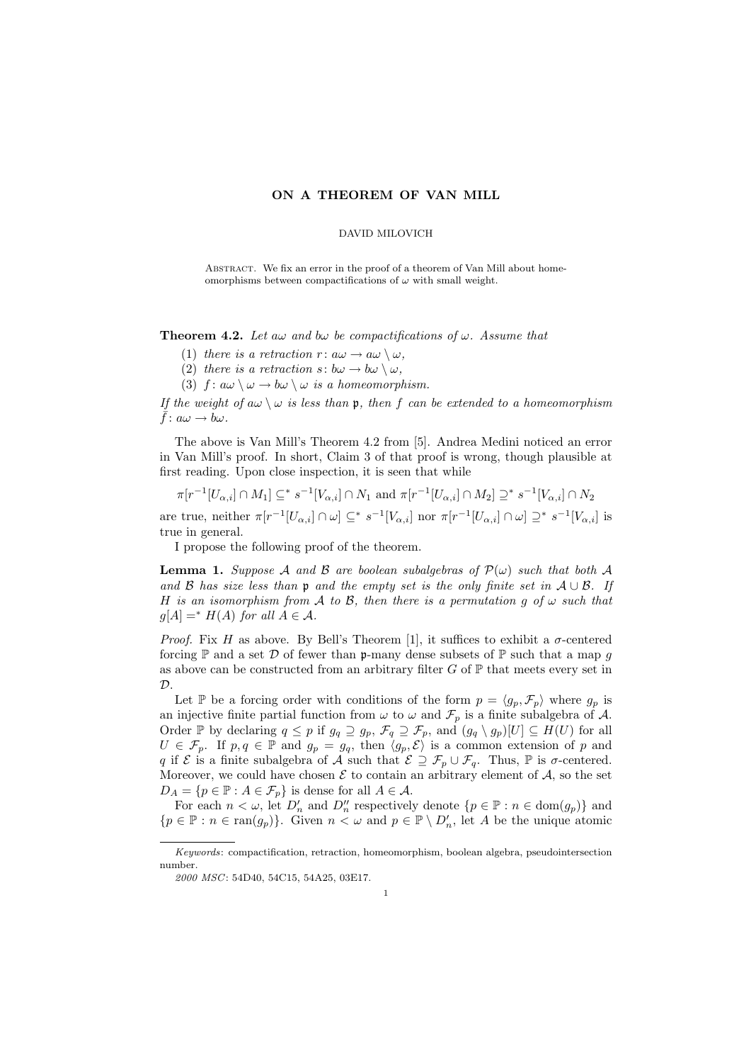# ON A THEOREM OF VAN MILL

DAVID MILOVICH

Abstract. We fix an error in the proof of a theorem of Van Mill about homeomorphisms between compactifications of $\omega$ with small weight.

**Theorem 4.2.** *Let $a\omega$ and $b\omega$ be compactifications of $\omega$. Assume that*

(1) *there is a retraction $r\colon a\omega \to a\omega \setminus \omega$,*
(2) *there is a retraction $s\colon b\omega \to b\omega \setminus \omega$,*
(3) *$f\colon a\omega \setminus \omega \to b\omega \setminus \omega$ is a homeomorphism.*

*If the weight of $a\omega \setminus \omega$ is less than $\mathfrak{p}$, then $f$ can be extended to a homeomorphism $\bar{f}\colon a\omega \to b\omega$.*

The above is Van Mill's Theorem 4.2 from [5]. Andrea Medini noticed an error in Van Mill's proof. In short, Claim 3 of that proof is wrong, though plausible at first reading. Upon close inspection, it is seen that while

$$\pi[r^{-1}[U_{\alpha,i}] \cap M_1] \subseteq^* s^{-1}[V_{\alpha,i}] \cap N_1 \text{ and } \pi[r^{-1}[U_{\alpha,i}] \cap M_2] \supseteq^* s^{-1}[V_{\alpha,i}] \cap N_2$$

are true, neither $\pi[r^{-1}[U_{\alpha,i}] \cap \omega] \subseteq^* s^{-1}[V_{\alpha,i}]$ nor $\pi[r^{-1}[U_{\alpha,i}] \cap \omega] \supseteq^* s^{-1}[V_{\alpha,i}]$ is true in general.

I propose the following proof of the theorem.

**Lemma 1.** *Suppose $\mathcal{A}$ and $\mathcal{B}$ are boolean subalgebras of $\mathcal{P}(\omega)$ such that both $\mathcal{A}$ and $\mathcal{B}$ has size less than $\mathfrak{p}$ and the empty set is the only finite set in $\mathcal{A} \cup \mathcal{B}$. If $H$ is an isomorphism from $\mathcal{A}$ to $\mathcal{B}$, then there is a permutation $g$ of $\omega$ such that $g[A] =^* H(A)$ for all $A \in \mathcal{A}$.*

*Proof.* Fix $H$ as above. By Bell's Theorem [1], it suffices to exhibit a $\sigma$-centered forcing $\mathbb{P}$ and a set $\mathcal{D}$ of fewer than $\mathfrak{p}$-many dense subsets of $\mathbb{P}$ such that a map $g$ as above can be constructed from an arbitrary filter $G$ of $\mathbb{P}$ that meets every set in $\mathcal{D}$.

Let $\mathbb{P}$ be a forcing order with conditions of the form $p = \langle g_p, \mathcal{F}_p\rangle$ where $g_p$ is an injective finite partial function from $\omega$ to $\omega$ and $\mathcal{F}_p$ is a finite subalgebra of $\mathcal{A}$. Order $\mathbb{P}$ by declaring $q \leq p$ if $g_q \supseteq g_p$, $\mathcal{F}_q \supseteq \mathcal{F}_p$, and $(g_q \setminus g_p)[U] \subseteq H(U)$ for all $U \in \mathcal{F}_p$. If $p, q \in \mathbb{P}$ and $g_p = g_q$, then $\langle g_p, \mathcal{E}\rangle$ is a common extension of $p$ and $q$ if $\mathcal{E}$ is a finite subalgebra of $\mathcal{A}$ such that $\mathcal{E} \supseteq \mathcal{F}_p \cup \mathcal{F}_q$. Thus, $\mathbb{P}$ is $\sigma$-centered. Moreover, we could have chosen $\mathcal{E}$ to contain an arbitrary element of $\mathcal{A}$, so the set $D_A = \{p \in \mathbb{P} : A \in \mathcal{F}_p\}$ is dense for all $A \in \mathcal{A}$.

For each $n < \omega$, let $D'_n$ and $D''_n$ respectively denote $\{p \in \mathbb{P} : n \in \mathrm{dom}(g_p)\}$ and $\{p \in \mathbb{P} : n \in \mathrm{ran}(g_p)\}$. Given $n < \omega$ and $p \in \mathbb{P} \setminus D'_n$, let $A$ be the unique atomic

---

*Keywords*: compactification, retraction, homeomorphism, boolean algebra, pseudointersection number.

*2000 MSC*: 54D40, 54C15, 54A25, 03E17.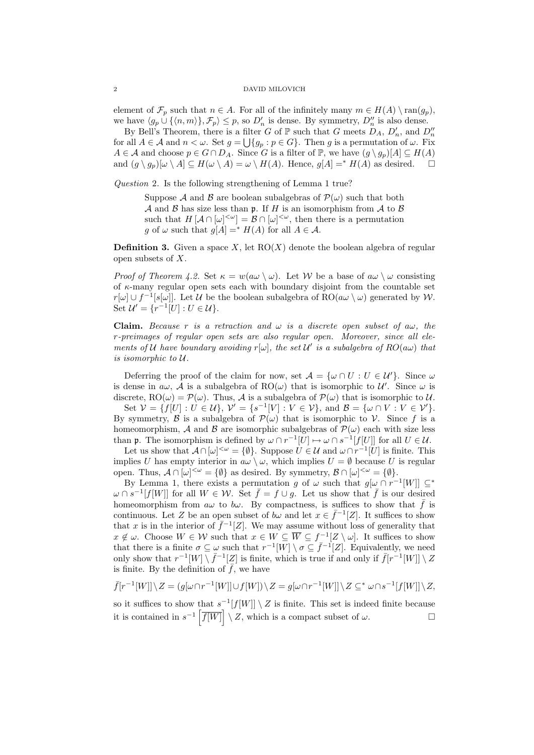element of $\mathcal{F}_p$ such that $n \in A$. For all of the infinitely many $m \in H(A) \setminus \operatorname{ran}(g_p)$, we have $\langle g_p \cup \{\langle n, m\rangle\}, \mathcal{F}_p\rangle \leq p$, so $D'_n$ is dense. By symmetry, $D''_n$ is also dense.

By Bell's Theorem, there is a filter $G$ of $\mathbb{P}$ such that $G$ meets $D_A$, $D'_n$, and $D''_n$ for all $A \in \mathcal{A}$ and $n < \omega$. Set $g = \bigcup\{g_p : p \in G\}$. Then $g$ is a permutation of $\omega$. Fix $A \in \mathcal{A}$ and choose $p \in G \cap D_A$. Since $G$ is a filter of $\mathbb{P}$, we have $(g \setminus g_p)[A] \subseteq H(A)$ and $(g \setminus g_p)[\omega \setminus A] \subseteq H(\omega \setminus A) = \omega \setminus H(A)$. Hence, $g[A] =^* H(A)$ as desired. $\square$

*Question* 2. Is the following strengthening of Lemma 1 true?

> Suppose $\mathcal{A}$ and $\mathcal{B}$ are boolean subalgebras of $\mathcal{P}(\omega)$ such that both $\mathcal{A}$ and $\mathcal{B}$ has size less than $\mathfrak{p}$. If $H$ is an isomorphism from $\mathcal{A}$ to $\mathcal{B}$ such that $H[\mathcal{A} \cap [\omega]^{<\omega}] = \mathcal{B} \cap [\omega]^{<\omega}$, then there is a permutation $g$ of $\omega$ such that $g[A] =^* H(A)$ for all $A \in \mathcal{A}$.

**Definition 3.** Given a space $X$, let $\operatorname{RO}(X)$ denote the boolean algebra of regular open subsets of $X$.

*Proof of Theorem 4.2.* Set $\kappa = w(a\omega \setminus \omega)$. Let $\mathcal{W}$ be a base of $a\omega \setminus \omega$ consisting of $\kappa$-many regular open sets each with boundary disjoint from the countable set $r[\omega] \cup f^{-1}[s[\omega]]$. Let $\mathcal{U}$ be the boolean subalgebra of $\operatorname{RO}(a\omega \setminus \omega)$ generated by $\mathcal{W}$. Set $\mathcal{U}' = \{r^{-1}[U] : U \in \mathcal{U}\}$.

**Claim.** *Because $r$ is a retraction and $\omega$ is a discrete open subset of $a\omega$, the $r$-preimages of regular open sets are also regular open. Moreover, since all elements of $\mathcal{U}$ have boundary avoiding $r[\omega]$, the set $\mathcal{U}'$ is a subalgebra of $RO(a\omega)$ that is isomorphic to $\mathcal{U}$.*

Deferring the proof of the claim for now, set $\mathcal{A} = \{\omega \cap U : U \in \mathcal{U}'\}$. Since $\omega$ is dense in $a\omega$, $\mathcal{A}$ is a subalgebra of $\operatorname{RO}(\omega)$ that is isomorphic to $\mathcal{U}'$. Since $\omega$ is discrete, $\operatorname{RO}(\omega) = \mathcal{P}(\omega)$. Thus, $\mathcal{A}$ is a subalgebra of $\mathcal{P}(\omega)$ that is isomorphic to $\mathcal{U}$.

Set $\mathcal{V} = \{f[U] : U \in \mathcal{U}\}$, $\mathcal{V}' = \{s^{-1}[V] : V \in \mathcal{V}\}$, and $\mathcal{B} = \{\omega \cap V : V \in \mathcal{V}'\}$. By symmetry, $\mathcal{B}$ is a subalgebra of $\mathcal{P}(\omega)$ that is isomorphic to $\mathcal{V}$. Since $f$ is a homeomorphism, $\mathcal{A}$ and $\mathcal{B}$ are isomorphic subalgebras of $\mathcal{P}(\omega)$ each with size less than $\mathfrak{p}$. The isomorphism is defined by $\omega \cap r^{-1}[U] \mapsto \omega \cap s^{-1}[f[U]]$ for all $U \in \mathcal{U}$.

Let us show that $\mathcal{A} \cap [\omega]^{<\omega} = \{\emptyset\}$. Suppose $U \in \mathcal{U}$ and $\omega \cap r^{-1}[U]$ is finite. This implies $U$ has empty interior in $a\omega \setminus \omega$, which implies $U = \emptyset$ because $U$ is regular open. Thus, $\mathcal{A} \cap [\omega]^{<\omega} = \{\emptyset\}$ as desired. By symmetry, $\mathcal{B} \cap [\omega]^{<\omega} = \{\emptyset\}$.

By Lemma 1, there exists a permutation $g$ of $\omega$ such that $g[\omega \cap r^{-1}[W]] \subseteq^* \omega \cap s^{-1}[f[W]]$ for all $W \in \mathcal{W}$. Set $\bar{f} = f \cup g$. Let us show that $\bar{f}$ is our desired homeomorphism from $a\omega$ to $b\omega$. By compactness, is suffices to show that $\bar{f}$ is continuous. Let $Z$ be an open subset of $b\omega$ and let $x \in \bar{f}^{-1}[Z]$. It suffices to show that $x$ is in the interior of $\bar{f}^{-1}[Z]$. We may assume without loss of generality that $x \notin \omega$. Choose $W \in \mathcal{W}$ such that $x \in W \subseteq \overline{W} \subseteq f^{-1}[Z \setminus \omega]$. It suffices to show that there is a finite $\sigma \subseteq \omega$ such that $r^{-1}[W] \setminus \sigma \subseteq \bar{f}^{-1}[Z]$. Equivalently, we need only show that $r^{-1}[W] \setminus \bar{f}^{-1}[Z]$ is finite, which is true if and only if $\bar{f}[r^{-1}[W]] \setminus Z$ is finite. By the definition of $\bar{f}$, we have

$$\bar{f}[r^{-1}[W]] \setminus Z = (g[\omega \cap r^{-1}[W]] \cup f[W]) \setminus Z = g[\omega \cap r^{-1}[W]] \setminus Z \subseteq^* \omega \cap s^{-1}[f[W]] \setminus Z,$$

so it suffices to show that $s^{-1}[f[W]] \setminus Z$ is finite. This set is indeed finite because it is contained in $s^{-1}\left[\overline{f[W]}\right] \setminus Z$, which is a compact subset of $\omega$. $\square$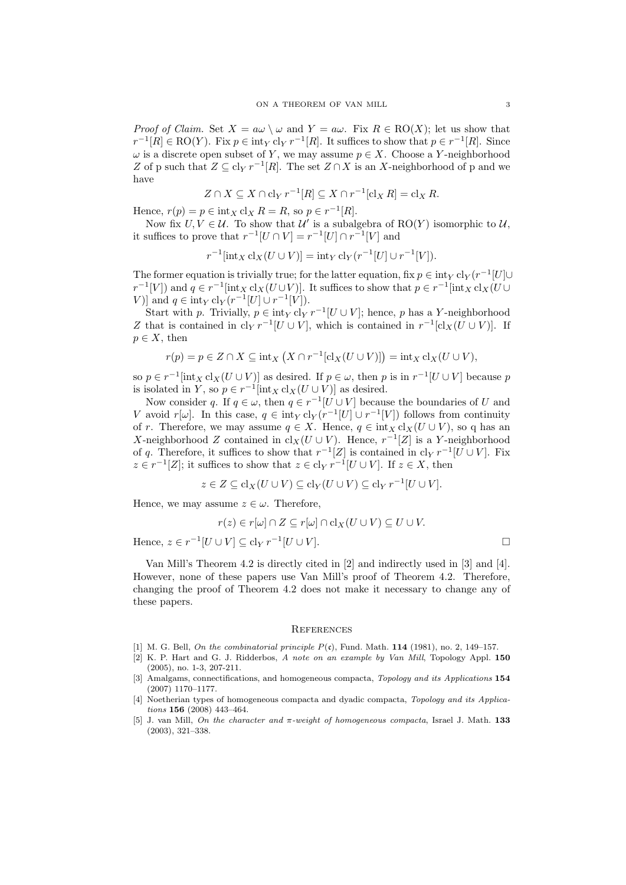*Proof of Claim.* Set $X = a\omega \setminus \omega$ and $Y = a\omega$. Fix $R \in \mathrm{RO}(X)$; let us show that $r^{-1}[R] \in \mathrm{RO}(Y)$. Fix $p \in \mathrm{int}_Y \mathrm{cl}_Y r^{-1}[R]$. It suffices to show that $p \in r^{-1}[R]$. Since $\omega$ is a discrete open subset of $Y$, we may assume $p \in X$. Choose a $Y$-neighborhood $Z$ of p such that $Z \subseteq \mathrm{cl}_Y r^{-1}[R]$. The set $Z \cap X$ is an $X$-neighborhood of p and we have

$$Z \cap X \subseteq X \cap \mathrm{cl}_Y r^{-1}[R] \subseteq X \cap r^{-1}[\mathrm{cl}_X R] = \mathrm{cl}_X R.$$

Hence, $r(p) = p \in \mathrm{int}_X \mathrm{cl}_X R = R$, so $p \in r^{-1}[R]$.

Now fix $U, V \in \mathcal{U}$. To show that $\mathcal{U}'$ is a subalgebra of $\mathrm{RO}(Y)$ isomorphic to $\mathcal{U}$, it suffices to prove that $r^{-1}[U \cap V] = r^{-1}[U] \cap r^{-1}[V]$ and

$$r^{-1}[\mathrm{int}_X \mathrm{cl}_X(U \cup V)] = \mathrm{int}_Y \mathrm{cl}_Y(r^{-1}[U] \cup r^{-1}[V]).$$

The former equation is trivially true; for the latter equation, fix $p \in \mathrm{int}_Y \mathrm{cl}_Y(r^{-1}[U] \cup r^{-1}[V])$ and $q \in r^{-1}[\mathrm{int}_X \mathrm{cl}_X(U \cup V)]$. It suffices to show that $p \in r^{-1}[\mathrm{int}_X \mathrm{cl}_X(U \cup V)]$ and $q \in \mathrm{int}_Y \mathrm{cl}_Y(r^{-1}[U] \cup r^{-1}[V])$.

Start with $p$. Trivially, $p \in \mathrm{int}_Y \mathrm{cl}_Y r^{-1}[U \cup V]$; hence, $p$ has a $Y$-neighborhood $Z$ that is contained in $\mathrm{cl}_Y r^{-1}[U \cup V]$, which is contained in $r^{-1}[\mathrm{cl}_X(U \cup V)]$. If $p \in X$, then

$$r(p) = p \in Z \cap X \subseteq \mathrm{int}_X \left(X \cap r^{-1}[\mathrm{cl}_X(U \cup V)]\right) = \mathrm{int}_X \mathrm{cl}_X(U \cup V),$$

so $p \in r^{-1}[\mathrm{int}_X \mathrm{cl}_X(U \cup V)]$ as desired. If $p \in \omega$, then $p$ is in $r^{-1}[U \cup V]$ because $p$ is isolated in $Y$, so $p \in r^{-1}[\mathrm{int}_X \mathrm{cl}_X(U \cup V)]$ as desired.

Now consider $q$. If $q \in \omega$, then $q \in r^{-1}[U \cup V]$ because the boundaries of $U$ and $V$ avoid $r[\omega]$. In this case, $q \in \mathrm{int}_Y \mathrm{cl}_Y(r^{-1}[U] \cup r^{-1}[V])$ follows from continuity of $r$. Therefore, we may assume $q \in X$. Hence, $q \in \mathrm{int}_X \mathrm{cl}_X(U \cup V)$, so q has an $X$-neighborhood $Z$ contained in $\mathrm{cl}_X(U \cup V)$. Hence, $r^{-1}[Z]$ is a $Y$-neighborhood of $q$. Therefore, it suffices to show that $r^{-1}[Z]$ is contained in $\mathrm{cl}_Y r^{-1}[U \cup V]$. Fix $z \in r^{-1}[Z]$; it suffices to show that $z \in \mathrm{cl}_Y r^{-1}[U \cup V]$. If $z \in X$, then

$$z \in Z \subseteq \mathrm{cl}_X(U \cup V) \subseteq \mathrm{cl}_Y(U \cup V) \subseteq \mathrm{cl}_Y r^{-1}[U \cup V].$$

Hence, we may assume $z \in \omega$. Therefore,

$$r(z) \in r[\omega] \cap Z \subseteq r[\omega] \cap \mathrm{cl}_X(U \cup V) \subseteq U \cup V.$$

Hence, $z \in r^{-1}[U \cup V] \subseteq \mathrm{cl}_Y r^{-1}[U \cup V]$. □

Van Mill's Theorem 4.2 is directly cited in [2] and indirectly used in [3] and [4]. However, none of these papers use Van Mill's proof of Theorem 4.2. Therefore, changing the proof of Theorem 4.2 does not make it necessary to change any of these papers.

## References

[1] M. G. Bell, *On the combinatorial principle $P(\mathfrak{c})$*, Fund. Math. **114** (1981), no. 2, 149–157.

[2] K. P. Hart and G. J. Ridderbos, *A note on an example by Van Mill*, Topology Appl. **150** (2005), no. 1-3, 207-211.

[3] Amalgams, connectifications, and homogeneous compacta, *Topology and its Applications* **154** (2007) 1170–1177.

[4] Noetherian types of homogeneous compacta and dyadic compacta, *Topology and its Applications* **156** (2008) 443–464.

[5] J. van Mill, *On the character and $\pi$-weight of homogeneous compacta*, Israel J. Math. **133** (2003), 321–338.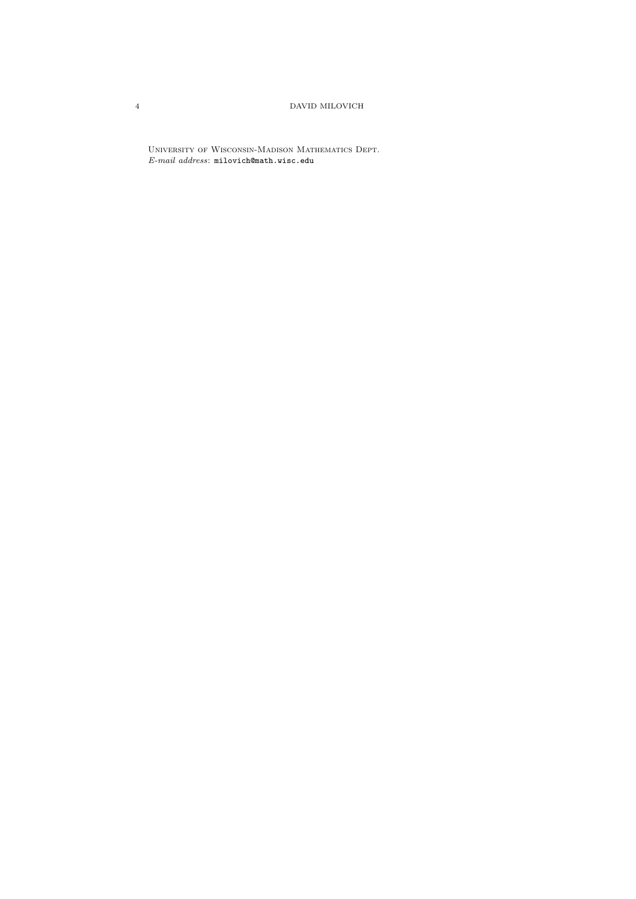University of Wisconsin-Madison Mathematics Dept.

*E-mail address*: milovich@math.wisc.edu